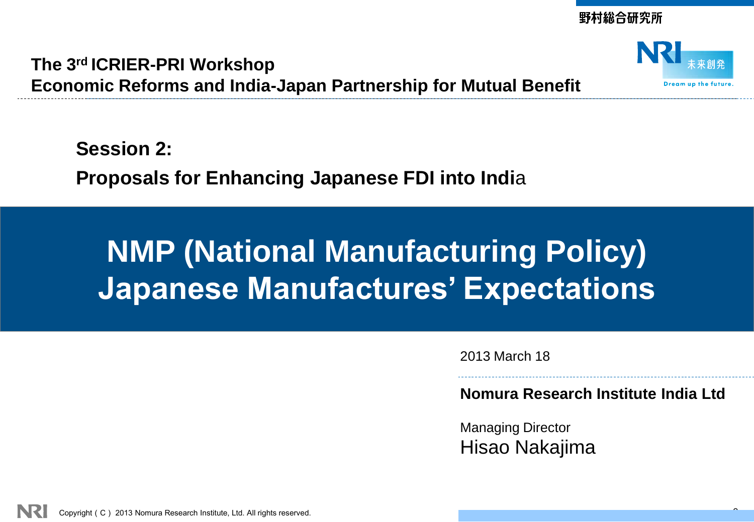The 3rd ICRIER-PRI Workshop

Economic Reforms and India-Japan Partnership for Mutual Benefit

## Session 2:

## Proposals for Enhancing Japanese FDI into India

# NMP (National Manufacturing Policy) Japanese Manufactures' Expectations

2013 March 18

**Nomura Research Institute India Ltd**

Managing Director

Hisao Nakajima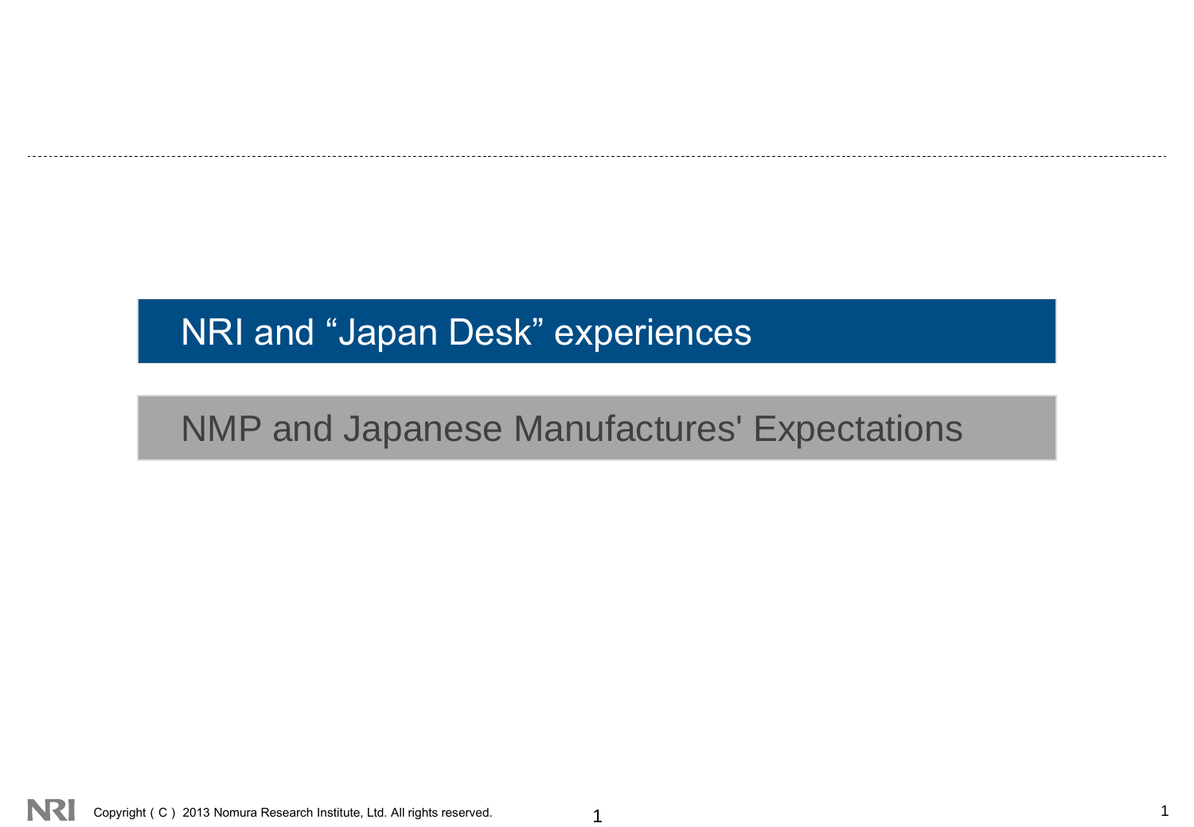## NRI and “Japan Desk” experiences

## NMP and Japanese Manufactures' Expectations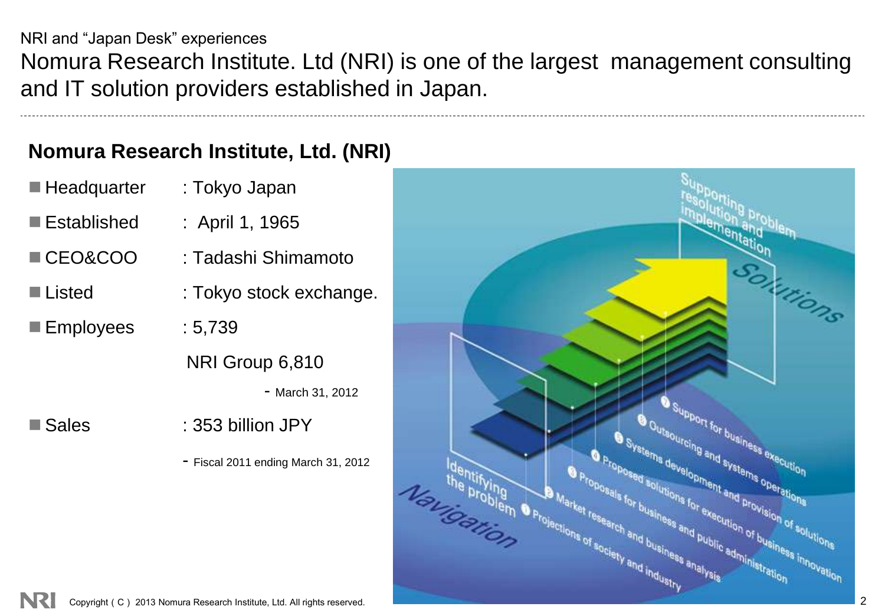NRI and “Japan Desk” experiences

# Nomura Research Institute. Ltd (NRI) is one of the largest management consulting and IT solution providers established in Japan.

## Nomura Research Institute, Ltd. (NRI)

- Headquarter : Tokyo Japan
- Established : April 1, 1965
- CEO&COO : Tadashi Shimamoto
- Listed : Tokyo stock exchange.
- Employees : 5,739

  NRI Group 6,810

  - March 31, 2012
- Sales : 353 billion JPY

  - Fiscal 2011 ending March 31, 2012

Supporting problem resolution and implementation

Solutions

Identifying the problem

Navigation

1. Projections of society and industry
2. Market research and business analysis
3. Proposals for business and public administration
4. Proposed solutions for execution of business innovation
5. Systems development and provision of solutions
6. Outsourcing and systems operations
7. Support for business execution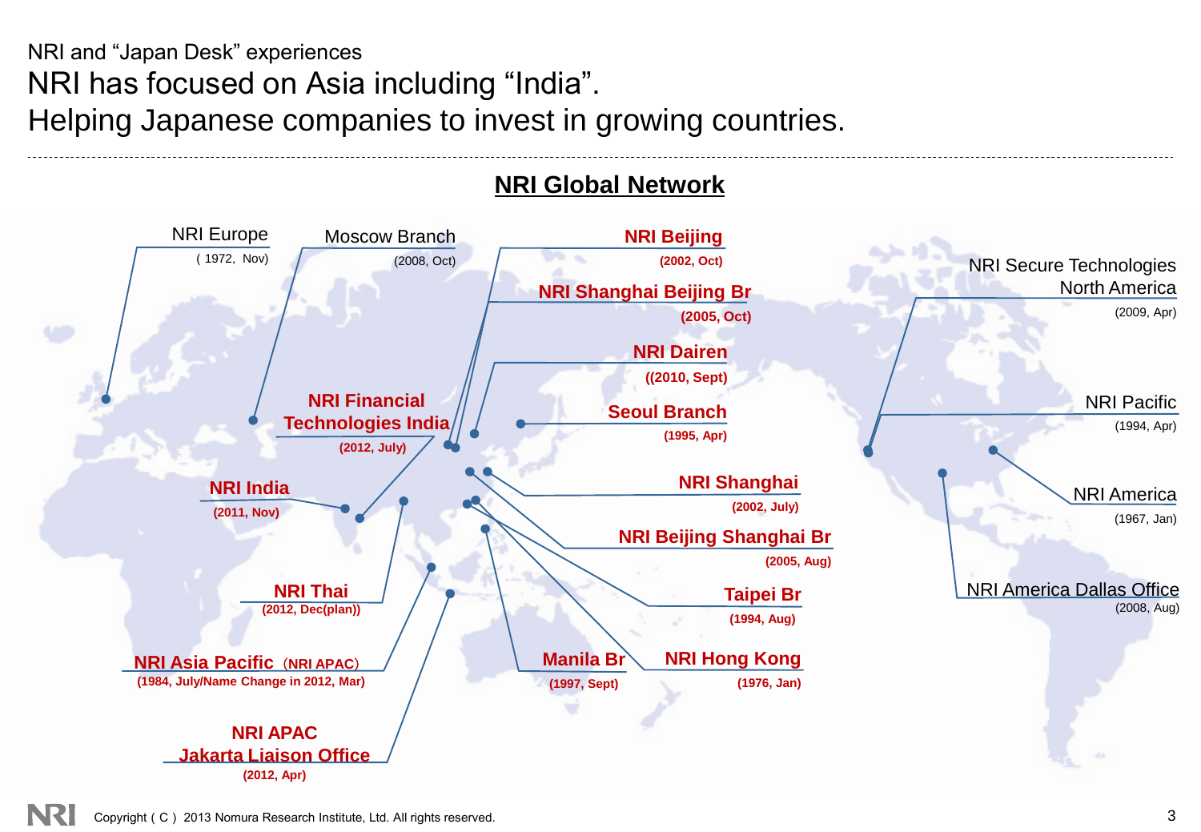NRI and "Japan Desk" experiences

# NRI has focused on Asia including "India". Helping Japanese companies to invest in growing countries.

## NRI Global Network

- NRI Europe ( 1972, Nov)
- Moscow Branch (2008, Oct)
- **NRI Beijing (2002, Oct)**
- **NRI Shanghai Beijing Br (2005, Oct)**
- **NRI Dairen ((2010, Sept)**
- **Seoul Branch (1995, Apr)**
- **NRI Financial Technologies India (2012, July)**
- **NRI India (2011, Nov)**
- **NRI Shanghai (2002, July)**
- **NRI Beijing Shanghai Br (2005, Aug)**
- **Taipei Br (1994, Aug)**
- **NRI Thai (2012, Dec(plan))**
- **NRI Asia Pacific（NRI APAC）(1984, July/Name Change in 2012, Mar)**
- **Manila Br (1997, Sept)**
- **NRI Hong Kong (1976, Jan)**
- **NRI APAC Jakarta Liaison Office (2012, Apr)**
- NRI Secure Technologies North America (2009, Apr)
- NRI Pacific (1994, Apr)
- NRI America (1967, Jan)
- NRI America Dallas Office (2008, Aug)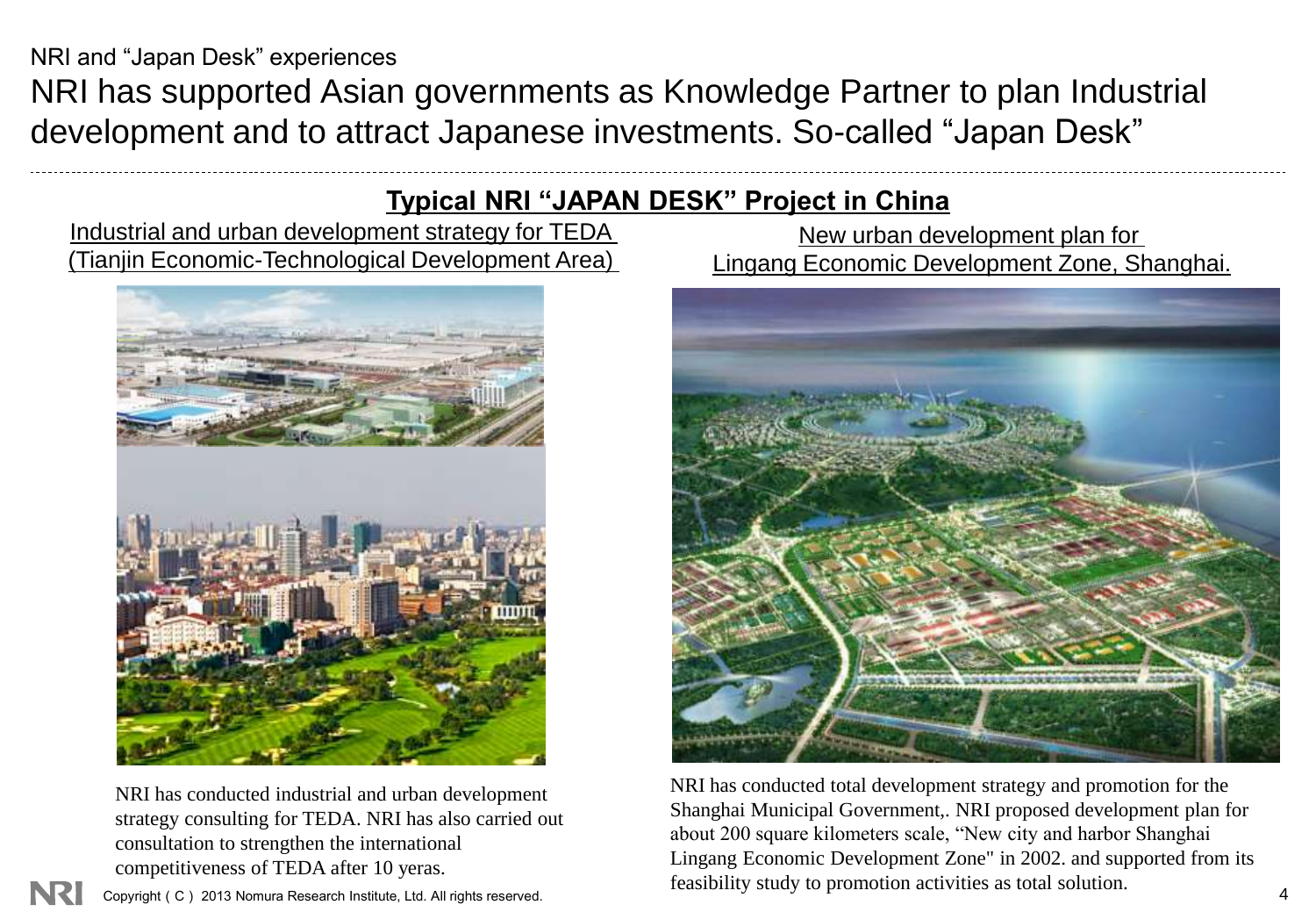NRI and "Japan Desk" experiences

# NRI has supported Asian governments as Knowledge Partner to plan Industrial development and to attract Japanese investments. So-called "Japan Desk"

## Typical NRI "JAPAN DESK" Project in China

### Industrial and urban development strategy for TEDA (Tianjin Economic-Technological Development Area)

NRI has conducted industrial and urban development strategy consulting for TEDA. NRI has also carried out consultation to strengthen the international competitiveness of TEDA after 10 yeras.

### New urban development plan for Lingang Economic Development Zone, Shanghai.

NRI has conducted total development strategy and promotion for the Shanghai Municipal Government,. NRI proposed development plan for about 200 square kilometers scale, "New city and harbor Shanghai Lingang Economic Development Zone" in 2002. and supported from its feasibility study to promotion activities as total solution.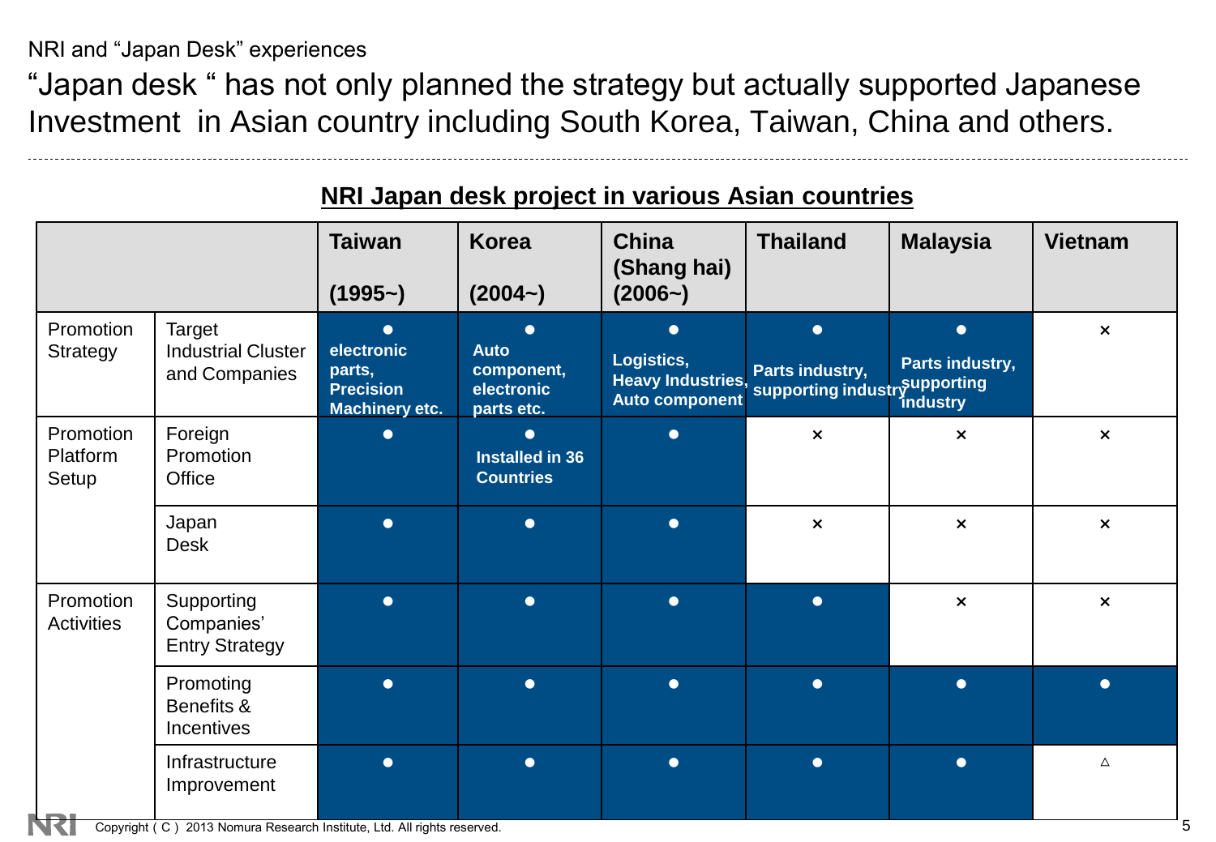NRI and "Japan Desk" experiences

# "Japan desk " has not only planned the strategy but actually supported Japanese Investment in Asian country including South Korea, Taiwan, China and others.

**NRI Japan desk project in various Asian countries**

| | | Taiwan (1995~) | Korea (2004~) | China (Shang hai) (2006~) | Thailand | Malaysia | Vietnam |
|---|---|---|---|---|---|---|---|
| Promotion Strategy | Target Industrial Cluster and Companies | ● electronic parts, Precision Machinery etc. | ● Auto component, electronic parts etc. | ● Logistics, Heavy Industries, Auto component | ● Parts industry, supporting industry | ● Parts industry, supporting industry | × |
| Promotion Platform Setup | Foreign Promotion Office | ● | ● Installed in 36 Countries | ● | × | × | × |
| | Japan Desk | ● | ● | ● | × | × | × |
| Promotion Activities | Supporting Companies' Entry Strategy | ● | ● | ● | ● | × | × |
| | Promoting Benefits & Incentives | ● | ● | ● | ● | ● | ● |
| | Infrastructure Improvement | ● | ● | ● | ● | ● | △ |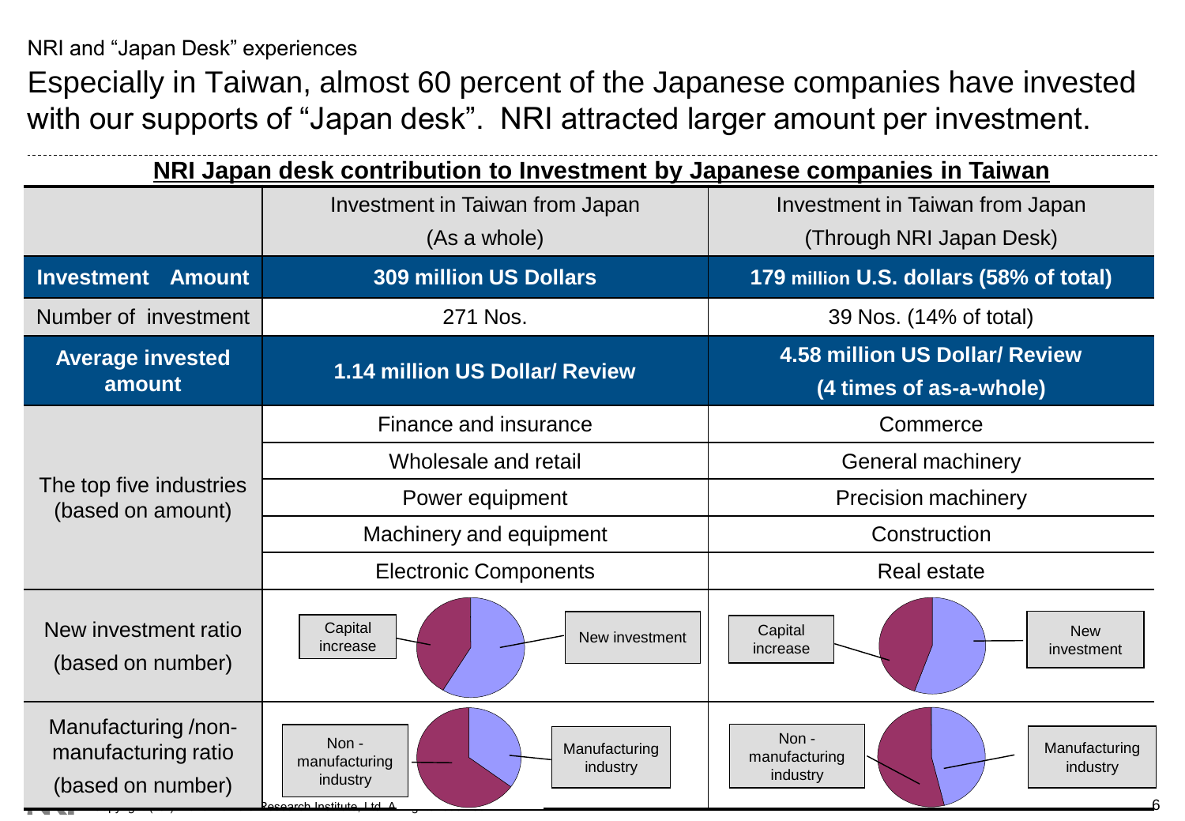NRI and "Japan Desk" experiences

# Especially in Taiwan, almost 60 percent of the Japanese companies have invested with our supports of "Japan desk". NRI attracted larger amount per investment.

**NRI Japan desk contribution to Investment by Japanese companies in Taiwan**

| | Investment in Taiwan from Japan (As a whole) | Investment in Taiwan from Japan (Through NRI Japan Desk) |
|---|---|---|
| **Investment Amount** | **309 million US Dollars** | **179 million U.S. dollars (58% of total)** |
| Number of investment | 271 Nos. | 39 Nos. (14% of total) |
| **Average invested amount** | **1.14 million US Dollar/ Review** | **4.58 million US Dollar/ Review (4 times of as-a-whole)** |
| The top five industries (based on amount) | Finance and insurance | Commerce |
| | Wholesale and retail | General machinery |
| | Power equipment | Precision machinery |
| | Machinery and equipment | Construction |
| | Electronic Components | Real estate |
| New investment ratio (based on number) | Capital increase / New investment | Capital increase / New investment |
| Manufacturing /non-manufacturing ratio (based on number) | Non - manufacturing industry / Manufacturing industry | Non - manufacturing industry / Manufacturing industry |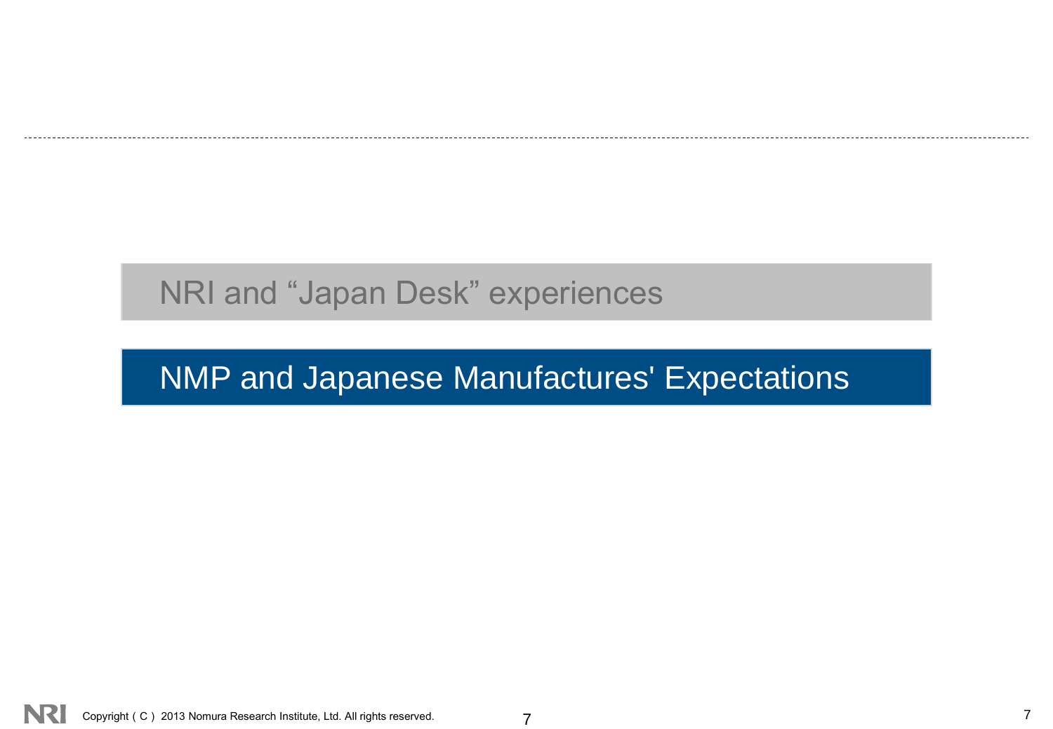NRI and “Japan Desk” experiences

## NMP and Japanese Manufactures' Expectations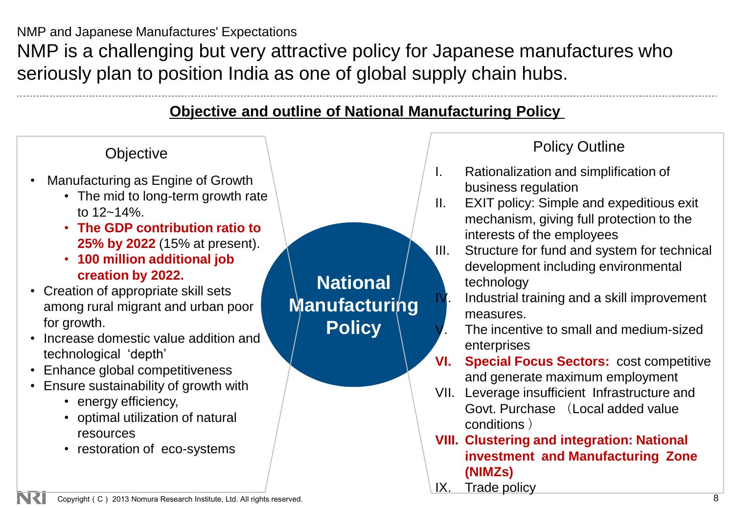NMP and Japanese Manufactures' Expectations

# NMP is a challenging but very attractive policy for Japanese manufactures who seriously plan to position India as one of global supply chain hubs.

## Objective and outline of National Manufacturing Policy

**National Manufacturing Policy**

### Objective

- Manufacturing as Engine of Growth
  - The mid to long-term growth rate to 12~14%.
  - **The GDP contribution ratio to 25% by 2022** (15% at present).
  - **100 million additional job creation by 2022.**
- Creation of appropriate skill sets among rural migrant and urban poor for growth.
- Increase domestic value addition and technological 'depth'
- Enhance global competitiveness
- Ensure sustainability of growth with
  - energy efficiency,
  - optimal utilization of natural resources
  - restoration of eco-systems

### Policy Outline

I. Rationalization and simplification of business regulation

II. EXIT policy: Simple and expeditious exit mechanism, giving full protection to the interests of the employees

III. Structure for fund and system for technical development including environmental technology

IV. Industrial training and a skill improvement measures.

V. The incentive to small and medium-sized enterprises

**VI. Special Focus Sectors:** cost competitive and generate maximum employment

VII. Leverage insufficient Infrastructure and Govt. Purchase （Local added value conditions）

**VIII. Clustering and integration: National investment and Manufacturing Zone (NIMZs)**

IX. Trade policy

Copyright ( C ) 2013 Nomura Research Institute, Ltd. All rights reserved.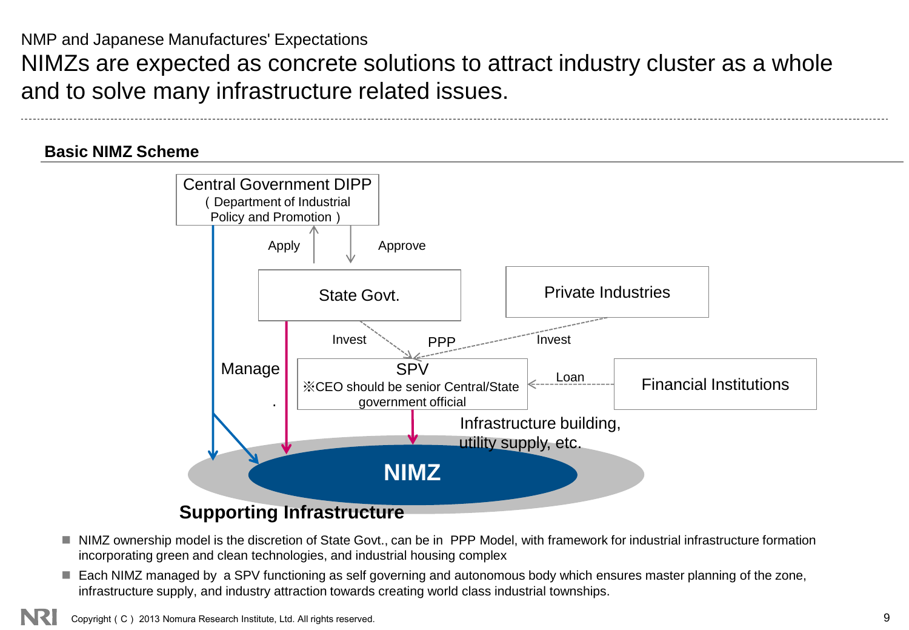NMP and Japanese Manufactures' Expectations

# NIMZs are expected as concrete solutions to attract industry cluster as a whole and to solve many infrastructure related issues.

## Basic NIMZ Scheme

Central Government DIPP (Department of Industrial Policy and Promotion)

Apply

Approve

State Govt.

Private Industries

Invest

PPP

Invest

Manage

SPV
※CEO should be senior Central/State government official

Loan

Financial Institutions

Infrastructure building, utility supply, etc.

NIMZ

Supporting Infrastructure

- NIMZ ownership model is the discretion of State Govt., can be in PPP Model, with framework for industrial infrastructure formation incorporating green and clean technologies, and industrial housing complex
- Each NIMZ managed by a SPV functioning as self governing and autonomous body which ensures master planning of the zone, infrastructure supply, and industry attraction towards creating world class industrial townships.

Copyright ( C ) 2013 Nomura Research Institute, Ltd. All rights reserved.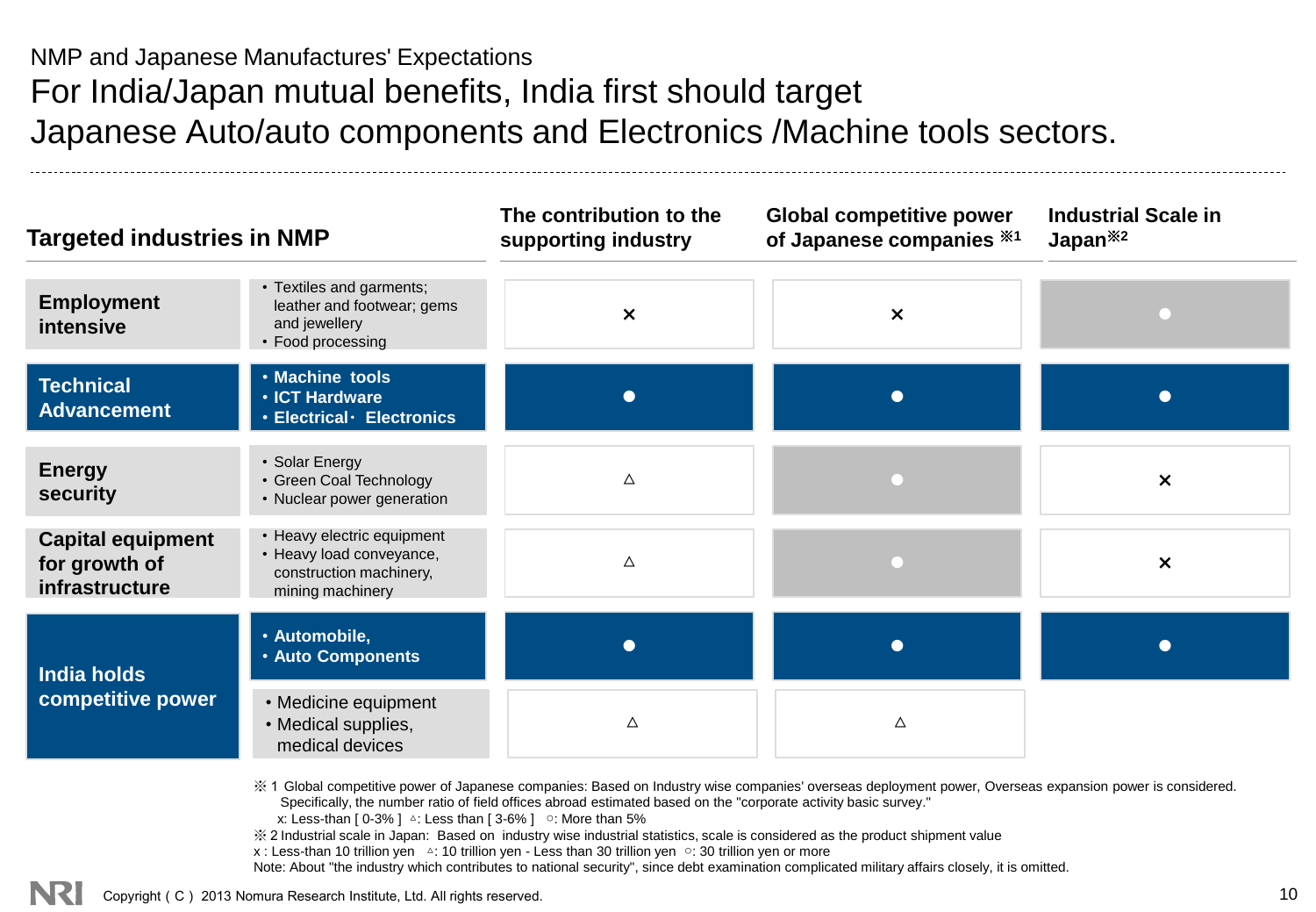NMP and Japanese Manufactures' Expectations

# For India/Japan mutual benefits, India first should target Japanese Auto/auto components and Electronics /Machine tools sectors.

| Targeted industries in NMP | | The contribution to the supporting industry | Global competitive power of Japanese companies ※1 | Industrial Scale in Japan※2 |
|---|---|---|---|---|
| **Employment intensive** | • Textiles and garments; leather and footwear; gems and jewellery<br>• Food processing | × | × | ○ |
| **Technical Advancement** | • **Machine tools**<br>• **ICT Hardware**<br>• **Electrical・ Electronics** | ● | ● | ● |
| **Energy security** | • Solar Energy<br>• Green Coal Technology<br>• Nuclear power generation | △ | ○ | × |
| **Capital equipment for growth of infrastructure** | • Heavy electric equipment<br>• Heavy load conveyance, construction machinery, mining machinery | △ | ○ | × |
| **India holds competitive power** | • **Automobile,**<br>• **Auto Components** | ● | ● | ● |
| | • Medicine equipment<br>• Medical supplies, medical devices | △ | △ | |

※ 1 Global competitive power of Japanese companies: Based on Industry wise companies' overseas deployment power, Overseas expansion power is considered. Specifically, the number ratio of field offices abroad estimated based on the "corporate activity basic survey."
x: Less-than [ 0-3% ] △: Less than [ 3-6% ] ○: More than 5%

※ 2 Industrial scale in Japan: Based on industry wise industrial statistics, scale is considered as the product shipment value
x : Less-than 10 trillion yen △: 10 trillion yen - Less than 30 trillion yen ○: 30 trillion yen or more

Note: About "the industry which contributes to national security", since debt examination complicated military affairs closely, it is omitted.

Copyright ( C ) 2013 Nomura Research Institute, Ltd. All rights reserved.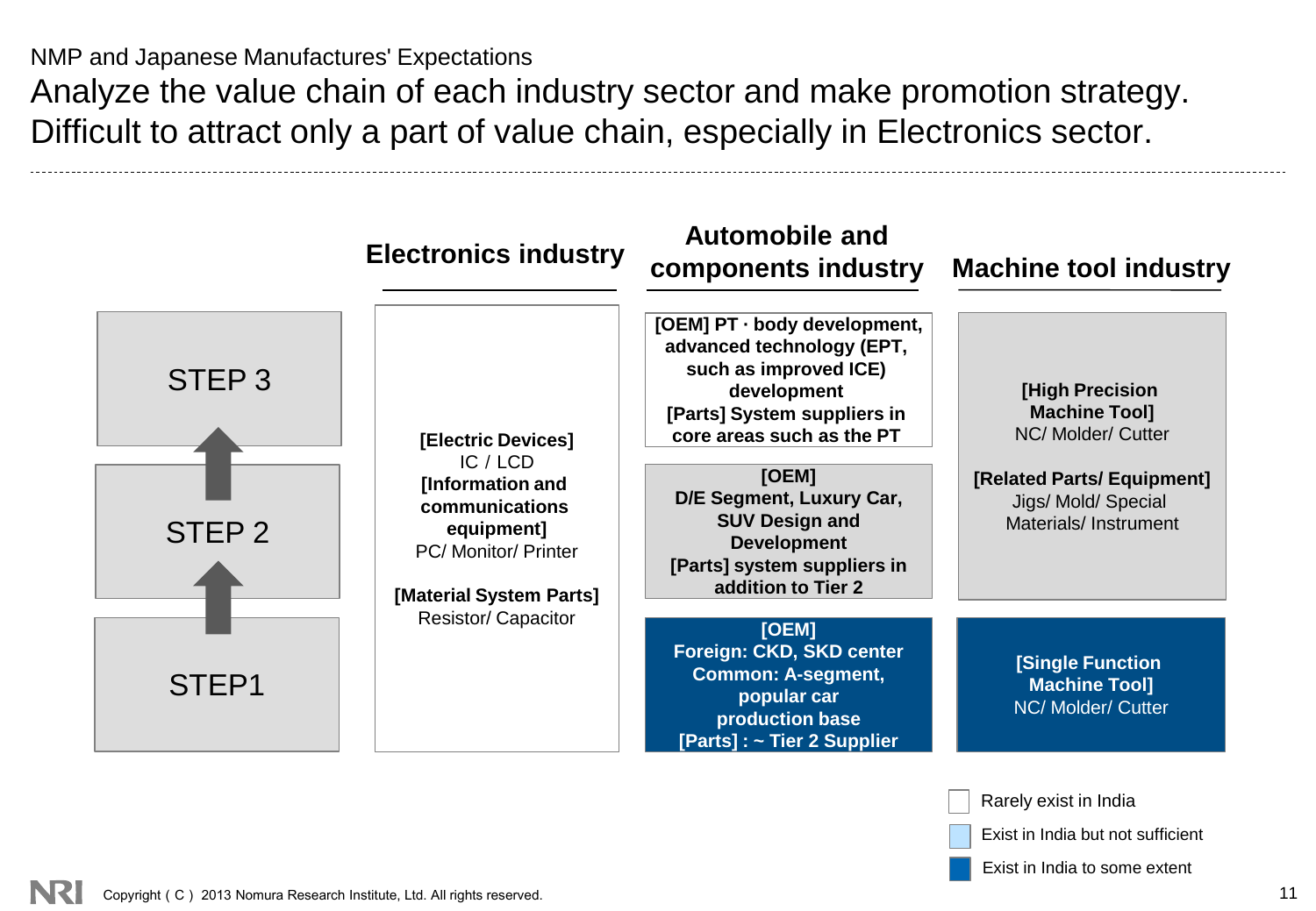NMP and Japanese Manufactures' Expectations

# Analyze the value chain of each industry sector and make promotion strategy. Difficult to attract only a part of value chain, especially in Electronics sector.

| | Electronics industry | Automobile and components industry | Machine tool industry |
|---|---|---|---|
| STEP 3 | **[Electric Devices]** IC / LCD **[Information and communications equipment]** PC/ Monitor/ Printer **[Material System Parts]** Resistor/ Capacitor | **[OEM] PT · body development, advanced technology (EPT, such as improved ICE) development [Parts] System suppliers in core areas such as the PT** | **[High Precision Machine Tool]** NC/ Molder/ Cutter **[Related Parts/ Equipment]** Jigs/ Mold/ Special Materials/ Instrument |
| STEP 2 | | **[OEM] D/E Segment, Luxury Car, SUV Design and Development [Parts] system suppliers in addition to Tier 2** | |
| STEP1 | | **[OEM] Foreign: CKD, SKD center Common: A-segment, popular car production base [Parts] : ~ Tier 2 Supplier** | **[Single Function Machine Tool]** NC/ Molder/ Cutter |

Legend:
- Rarely exist in India
- Exist in India but not sufficient
- Exist in India to some extent

Copyright ( C ) 2013 Nomura Research Institute, Ltd. All rights reserved.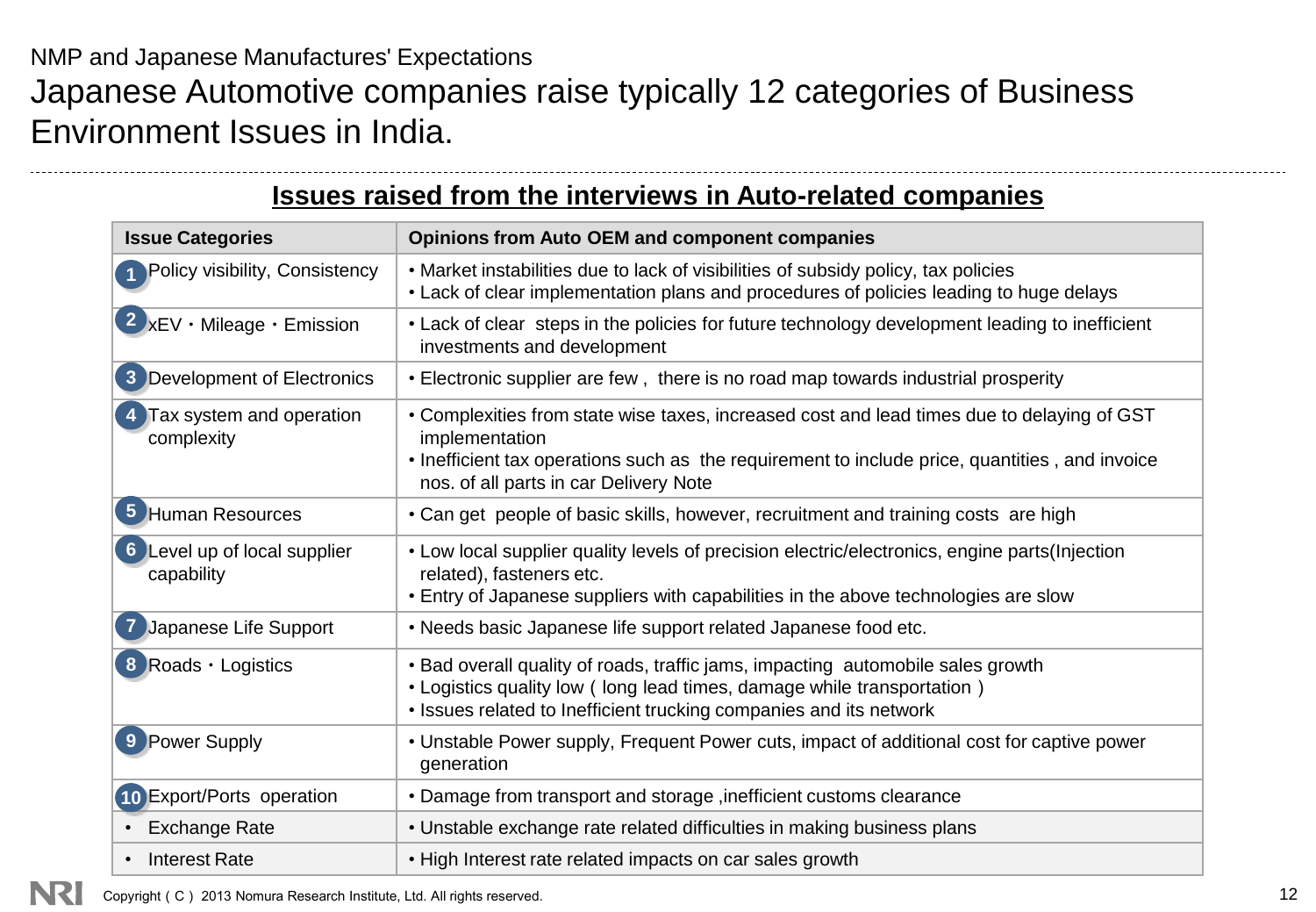NMP and Japanese Manufactures' Expectations

# Japanese Automotive companies raise typically 12 categories of Business Environment Issues in India.

## Issues raised from the interviews in Auto-related companies

| Issue Categories | Opinions from Auto OEM and component companies |
|---|---|
| 1 Policy visibility, Consistency | • Market instabilities due to lack of visibilities of subsidy policy, tax policies<br>• Lack of clear implementation plans and procedures of policies leading to huge delays |
| 2 xEV・Mileage・Emission | • Lack of clear steps in the policies for future technology development leading to inefficient investments and development |
| 3 Development of Electronics | • Electronic supplier are few , there is no road map towards industrial prosperity |
| 4 Tax system and operation complexity | • Complexities from state wise taxes, increased cost and lead times due to delaying of GST implementation<br>• Inefficient tax operations such as the requirement to include price, quantities , and invoice nos. of all parts in car Delivery Note |
| 5 Human Resources | • Can get people of basic skills, however, recruitment and training costs are high |
| 6 Level up of local supplier capability | • Low local supplier quality levels of precision electric/electronics, engine parts(Injection related), fasteners etc.<br>• Entry of Japanese suppliers with capabilities in the above technologies are slow |
| 7 Japanese Life Support | • Needs basic Japanese life support related Japanese food etc. |
| 8 Roads・Logistics | • Bad overall quality of roads, traffic jams, impacting automobile sales growth<br>• Logistics quality low ( long lead times, damage while transportation )<br>• Issues related to Inefficient trucking companies and its network |
| 9 Power Supply | • Unstable Power supply, Frequent Power cuts, impact of additional cost for captive power generation |
| 10 Export/Ports operation | • Damage from transport and storage ,inefficient customs clearance |
| • Exchange Rate | • Unstable exchange rate related difficulties in making business plans |
| • Interest Rate | • High Interest rate related impacts on car sales growth |

Copyright ( C ) 2013 Nomura Research Institute, Ltd. All rights reserved.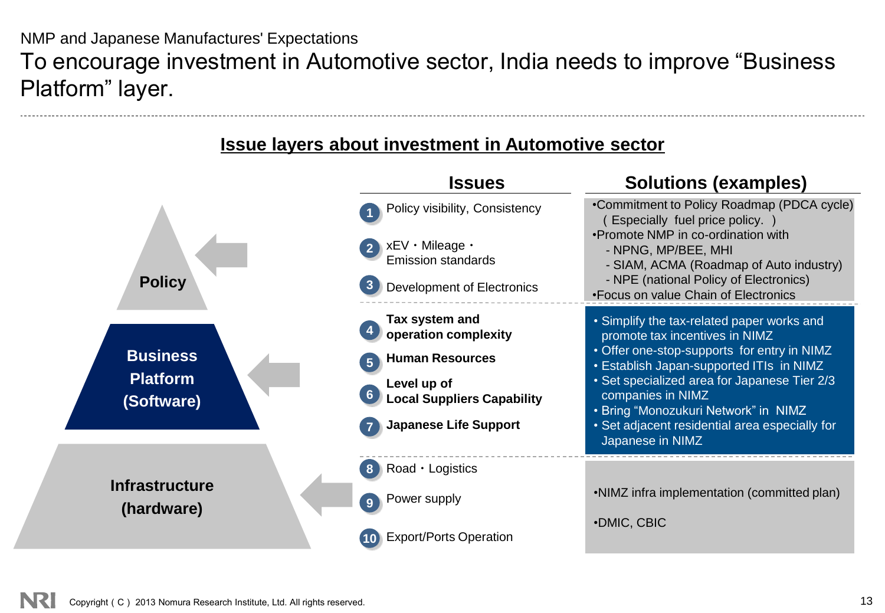NMP and Japanese Manufactures' Expectations

# To encourage investment in Automotive sector, India needs to improve "Business Platform" layer.

## Issue layers about investment in Automotive sector

| Layer | Issues | Solutions (examples) |
|---|---|---|
| **Policy** | 1. Policy visibility, Consistency<br>2. xEV・Mileage・Emission standards<br>3. Development of Electronics | •Commitment to Policy Roadmap (PDCA cycle) ( Especially fuel price policy. )<br>•Promote NMP in co-ordination with<br>- NPNG, MP/BEE, MHI<br>- SIAM, ACMA (Roadmap of Auto industry)<br>- NPE (national Policy of Electronics)<br>•Focus on value Chain of Electronics |
| **Business Platform (Software)** | 4. **Tax system and operation complexity**<br>5. **Human Resources**<br>6. **Level up of Local Suppliers Capability**<br>7. **Japanese Life Support** | • Simplify the tax-related paper works and promote tax incentives in NIMZ<br>• Offer one-stop-supports for entry in NIMZ<br>• Establish Japan-supported ITIs in NIMZ<br>• Set specialized area for Japanese Tier 2/3 companies in NIMZ<br>• Bring "Monozukuri Network" in NIMZ<br>• Set adjacent residential area especially for Japanese in NIMZ |
| **Infrastructure (hardware)** | 8. Road・Logistics<br>9. Power supply<br>10. Export/Ports Operation | •NIMZ infra implementation (committed plan)<br>•DMIC, CBIC |

Copyright ( C ) 2013 Nomura Research Institute, Ltd. All rights reserved.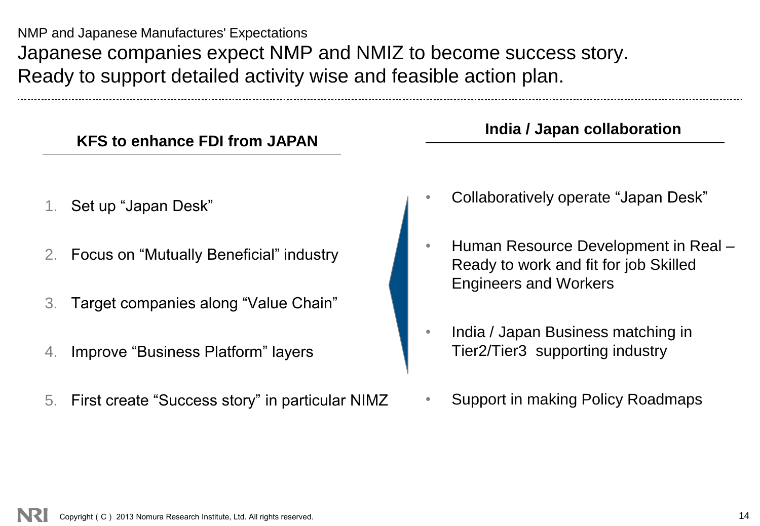NMP and Japanese Manufactures' Expectations

# Japanese companies expect NMP and NMIZ to become success story. Ready to support detailed activity wise and feasible action plan.

## KFS to enhance FDI from JAPAN

1. Set up “Japan Desk”
2. Focus on “Mutually Beneficial” industry
3. Target companies along “Value Chain”
4. Improve “Business Platform” layers
5. First create “Success story” in particular NIMZ

## India / Japan collaboration

- Collaboratively operate “Japan Desk”
- Human Resource Development in Real – Ready to work and fit for job Skilled Engineers and Workers
- India / Japan Business matching in Tier2/Tier3 supporting industry
- Support in making Policy Roadmaps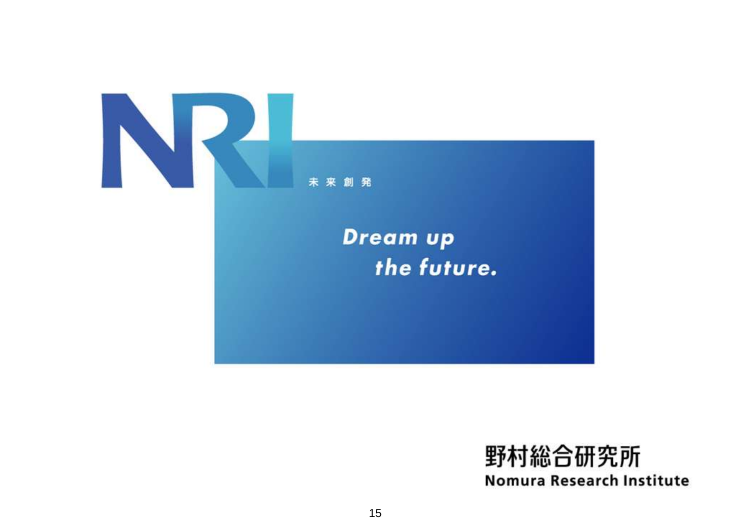NRI

未来創発

*Dream up the future.*

野村総合研究所

Nomura Research Institute